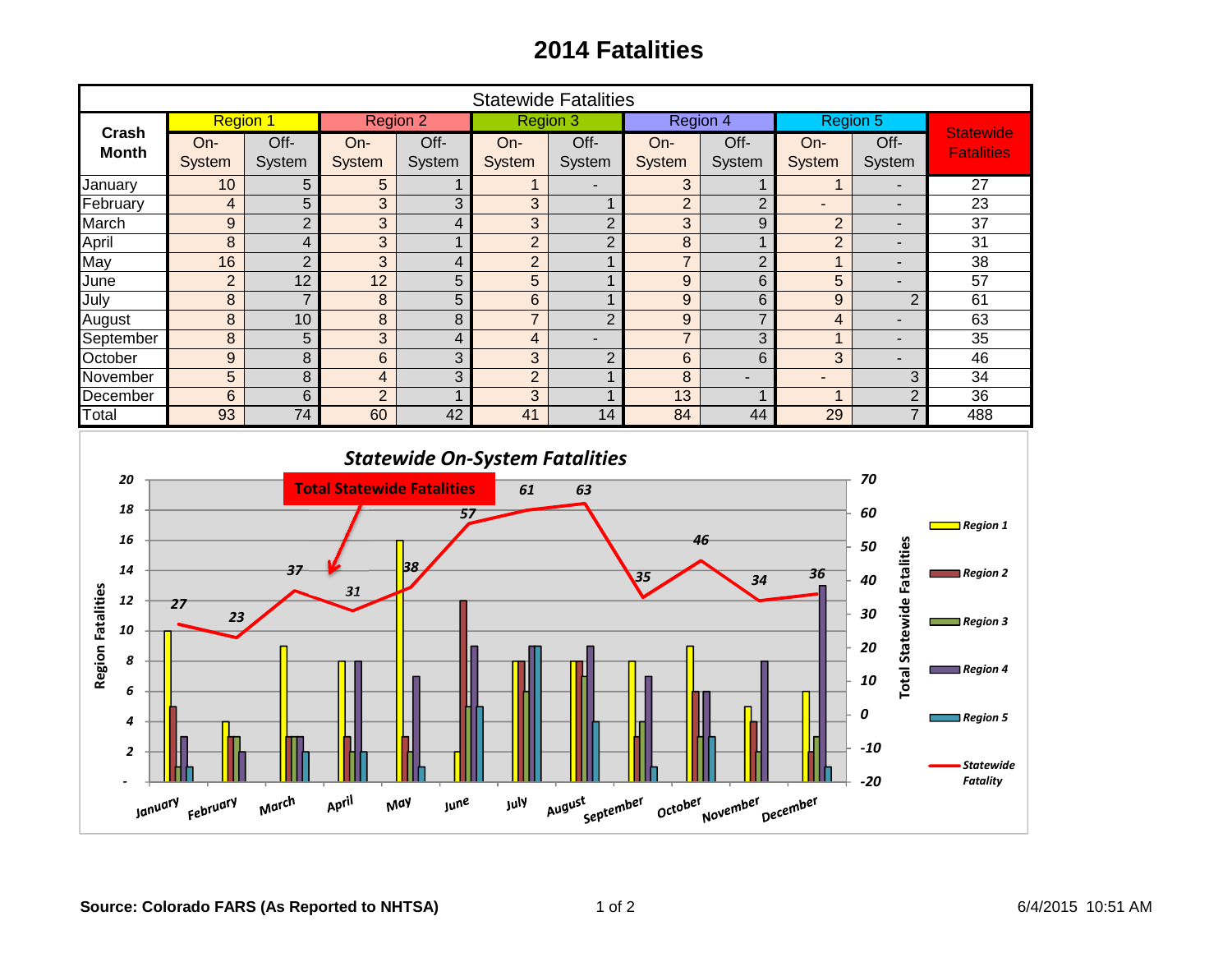# 2014 Fatalities

| Statewide Fatalities | | | | | | | | | | | |
|---|---|---|---|---|---|---|---|---|---|---|---|
| Crash Month | Region 1 | | Region 2 | | Region 3 | | Region 4 | | Region 5 | | Statewide Fatalities |
| | On-System | Off-System | On-System | Off-System | On-System | Off-System | On-System | Off-System | On-System | Off-System | |
| January | 10 | 5 | 5 | 1 | 1 | - | 3 | 1 | 1 | - | 27 |
| February | 4 | 5 | 3 | 3 | 3 | 1 | 2 | 2 | - | - | 23 |
| March | 9 | 2 | 3 | 4 | 3 | 2 | 3 | 9 | 2 | - | 37 |
| April | 8 | 4 | 3 | 1 | 2 | 2 | 8 | 1 | 2 | - | 31 |
| May | 16 | 2 | 3 | 4 | 2 | 1 | 7 | 2 | 1 | - | 38 |
| June | 2 | 12 | 12 | 5 | 5 | 1 | 9 | 6 | 5 | - | 57 |
| July | 8 | 7 | 8 | 5 | 6 | 1 | 9 | 6 | 9 | 2 | 61 |
| August | 8 | 10 | 8 | 8 | 7 | 2 | 9 | 7 | 4 | - | 63 |
| September | 8 | 5 | 3 | 4 | 4 | - | 7 | 3 | 1 | - | 35 |
| October | 9 | 8 | 6 | 3 | 3 | 2 | 6 | 6 | 3 | - | 46 |
| November | 5 | 8 | 4 | 3 | 2 | 1 | 8 | - | - | 3 | 34 |
| December | 6 | 6 | 2 | 1 | 3 | 1 | 13 | 1 | 1 | 2 | 36 |
| Total | 93 | 74 | 60 | 42 | 41 | 14 | 84 | 44 | 29 | 7 | 488 |

**Statewide On-System Fatalities**

**Source: Colorado FARS (As Reported to NHTSA)**

6/4/2015 10:51 AM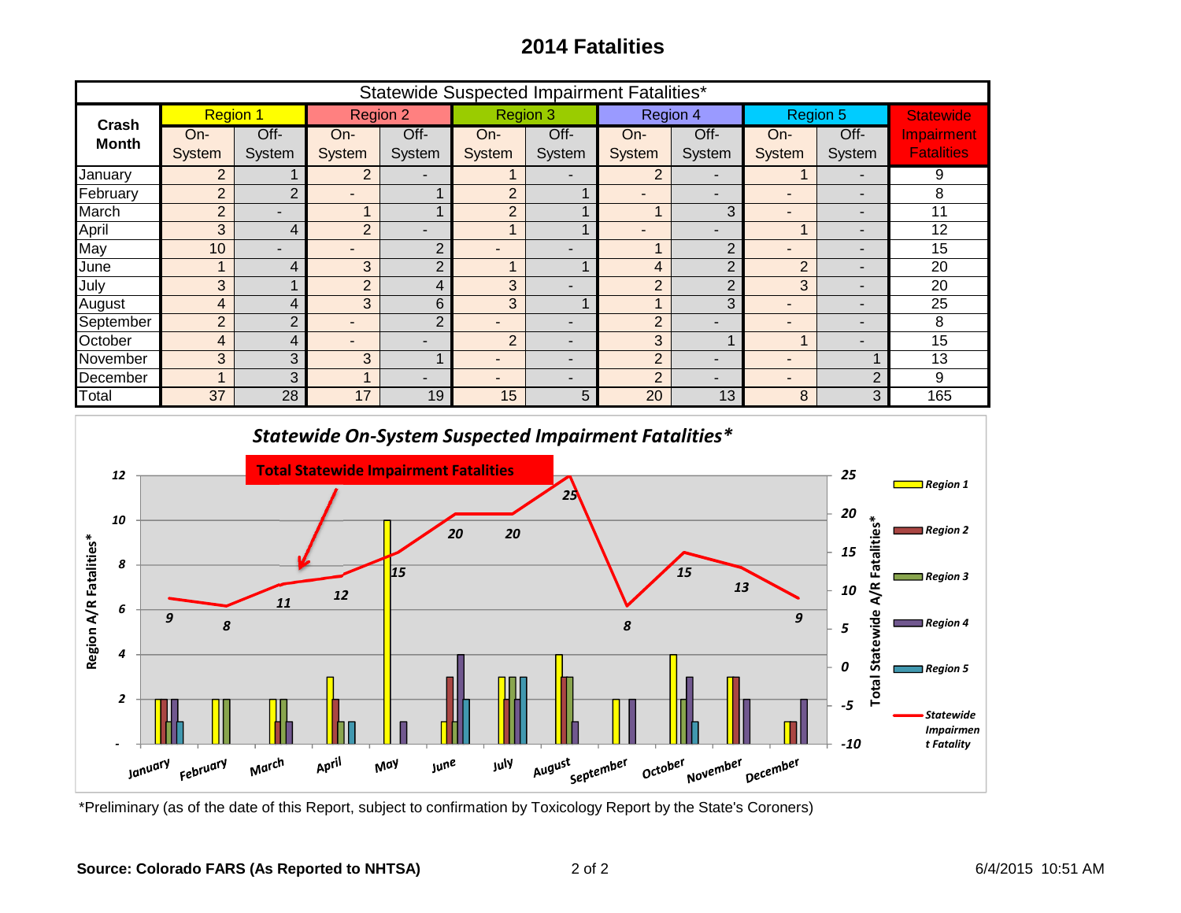# 2014 Fatalities

| Statewide Suspected Impairment Fatalities* | | | | | | | | | | | |
|---|---|---|---|---|---|---|---|---|---|---|---|
| Crash Month | Region 1 | | Region 2 | | Region 3 | | Region 4 | | Region 5 | | Statewide Impairment Fatalities |
| | On-System | Off-System | On-System | Off-System | On-System | Off-System | On-System | Off-System | On-System | Off-System | |
| January | 2 | 1 | 2 | - | 1 | - | 2 | - | 1 | - | 9 |
| February | 2 | 2 | - | 1 | 2 | 1 | - | - | - | - | 8 |
| March | 2 | - | 1 | 1 | 2 | 1 | 1 | 3 | - | - | 11 |
| April | 3 | 4 | 2 | - | 1 | 1 | - | - | 1 | - | 12 |
| May | 10 | - | - | 2 | - | - | 1 | 2 | - | - | 15 |
| June | 1 | 4 | 3 | 2 | 1 | 1 | 4 | 2 | 2 | - | 20 |
| July | 3 | 1 | 2 | 4 | 3 | - | 2 | 2 | 3 | - | 20 |
| August | 4 | 4 | 3 | 6 | 3 | 1 | 1 | 3 | - | - | 25 |
| September | 2 | 2 | - | 2 | - | - | 2 | - | - | - | 8 |
| October | 4 | 4 | - | - | 2 | - | 3 | 1 | 1 | - | 15 |
| November | 3 | 3 | 3 | 1 | - | - | 2 | - | - | 1 | 13 |
| December | 1 | 3 | 1 | - | - | - | 2 | - | - | 2 | 9 |
| Total | 37 | 28 | 17 | 19 | 15 | 5 | 20 | 13 | 8 | 3 | 165 |

***Statewide On-System Suspected Impairment Fatalities****

Total Statewide Impairment Fatalities

Region A/R Fatalities*

Total Statewide A/R Fatalities*

12, 10, 8, 6, 4, 2, -

25, 20, 15, 10, 5, 0, -5, -10

9, 8, 11, 12, 15, 20, 20, 25, 8, 15, 13, 9

January, February, March, April, May, June, July, August, September, October, November, December

Region 1, Region 2, Region 3, Region 4, Region 5, Statewide Impairment Fatality

*Preliminary (as of the date of this Report, subject to confirmation by Toxicology Report by the State's Coroners)

**Source: Colorado FARS (As Reported to NHTSA)**

6/4/2015 10:51 AM